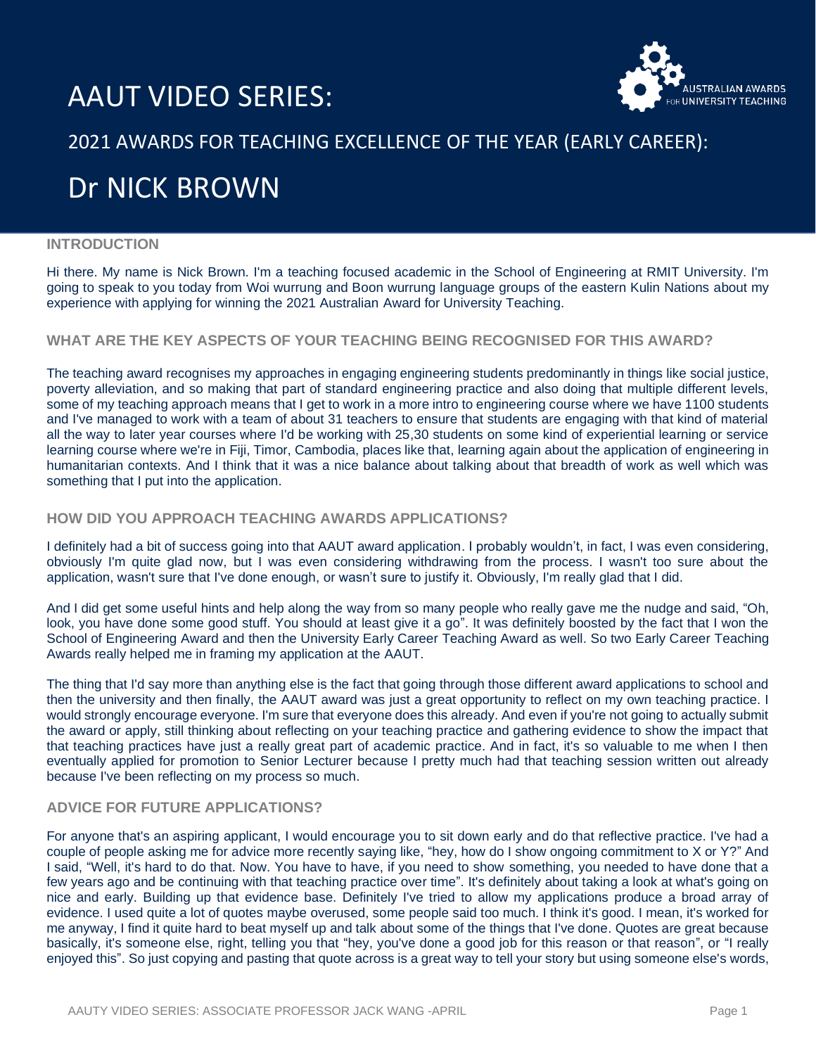# AAUT VIDEO SERIES:

AUSTRALIAN AWARDS FOR UNIVERSITY TEACHING

## 2021 AWARDS FOR TEACHING EXCELLENCE OF THE YEAR (EARLY CAREER):

# Dr NICK BROWN

### INTRODUCTION

Hi there. My name is Nick Brown. I'm a teaching focused academic in the School of Engineering at RMIT University. I'm going to speak to you today from Woi wurrung and Boon wurrung language groups of the eastern Kulin Nations about my experience with applying for winning the 2021 Australian Award for University Teaching.

### WHAT ARE THE KEY ASPECTS OF YOUR TEACHING BEING RECOGNISED FOR THIS AWARD?

The teaching award recognises my approaches in engaging engineering students predominantly in things like social justice, poverty alleviation, and so making that part of standard engineering practice and also doing that multiple different levels, some of my teaching approach means that I get to work in a more intro to engineering course where we have 1100 students and I've managed to work with a team of about 31 teachers to ensure that students are engaging with that kind of material all the way to later year courses where I'd be working with 25,30 students on some kind of experiential learning or service learning course where we're in Fiji, Timor, Cambodia, places like that, learning again about the application of engineering in humanitarian contexts. And I think that it was a nice balance about talking about that breadth of work as well which was something that I put into the application.

### HOW DID YOU APPROACH TEACHING AWARDS APPLICATIONS?

I definitely had a bit of success going into that AAUT award application. I probably wouldn't, in fact, I was even considering, obviously I'm quite glad now, but I was even considering withdrawing from the process. I wasn't too sure about the application, wasn't sure that I've done enough, or wasn't sure to justify it. Obviously, I'm really glad that I did.

And I did get some useful hints and help along the way from so many people who really gave me the nudge and said, "Oh, look, you have done some good stuff. You should at least give it a go". It was definitely boosted by the fact that I won the School of Engineering Award and then the University Early Career Teaching Award as well. So two Early Career Teaching Awards really helped me in framing my application at the AAUT.

The thing that I'd say more than anything else is the fact that going through those different award applications to school and then the university and then finally, the AAUT award was just a great opportunity to reflect on my own teaching practice. I would strongly encourage everyone. I'm sure that everyone does this already. And even if you're not going to actually submit the award or apply, still thinking about reflecting on your teaching practice and gathering evidence to show the impact that that teaching practices have just a really great part of academic practice. And in fact, it's so valuable to me when I then eventually applied for promotion to Senior Lecturer because I pretty much had that teaching session written out already because I've been reflecting on my process so much.

### ADVICE FOR FUTURE APPLICATIONS?

For anyone that's an aspiring applicant, I would encourage you to sit down early and do that reflective practice. I've had a couple of people asking me for advice more recently saying like, "hey, how do I show ongoing commitment to X or Y?" And I said, "Well, it's hard to do that. Now. You have to have, if you need to show something, you needed to have done that a few years ago and be continuing with that teaching practice over time". It's definitely about taking a look at what's going on nice and early. Building up that evidence base. Definitely I've tried to allow my applications produce a broad array of evidence. I used quite a lot of quotes maybe overused, some people said too much. I think it's good. I mean, it's worked for me anyway, I find it quite hard to beat myself up and talk about some of the things that I've done. Quotes are great because basically, it's someone else, right, telling you that "hey, you've done a good job for this reason or that reason", or "I really enjoyed this". So just copying and pasting that quote across is a great way to tell your story but using someone else's words,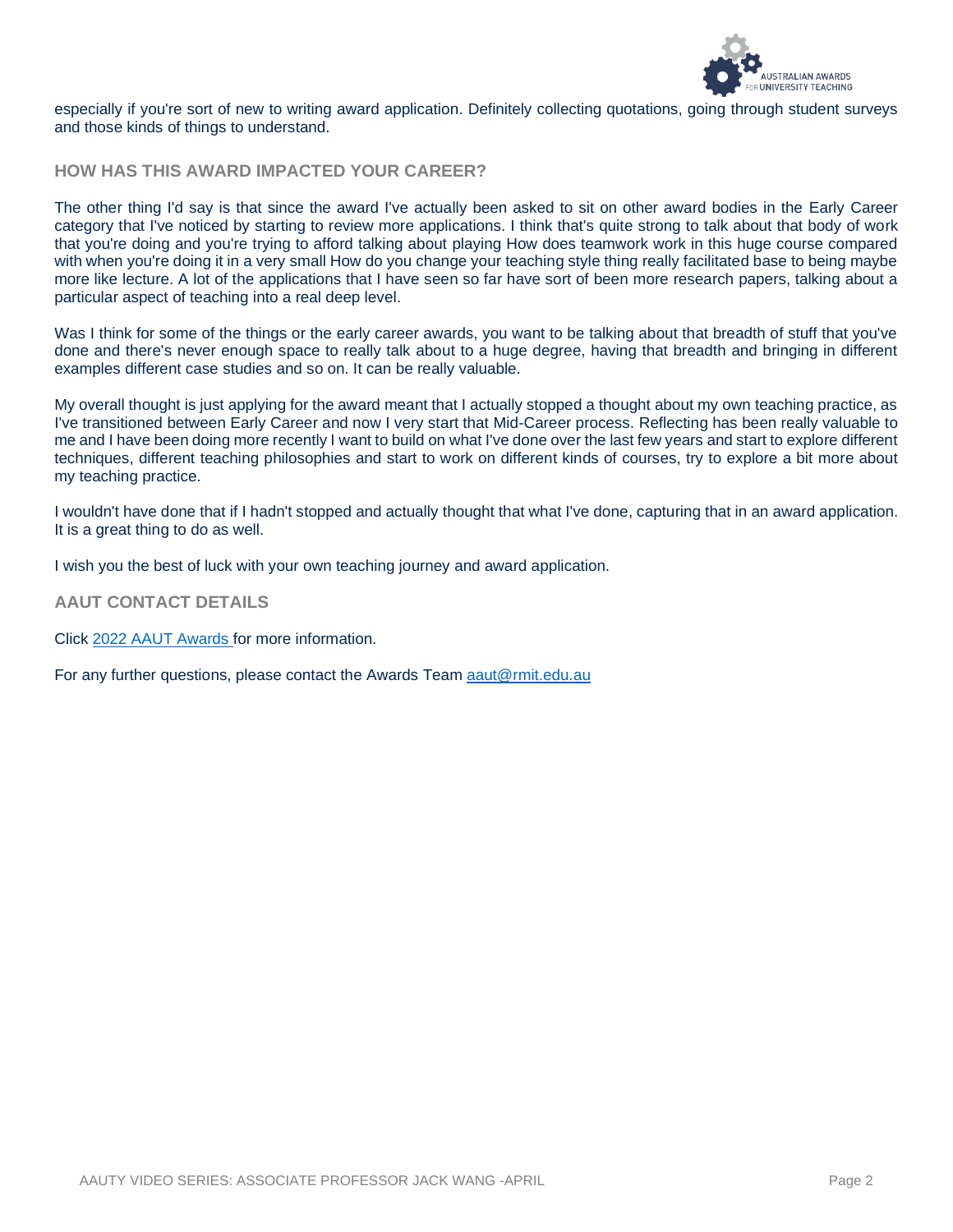especially if you're sort of new to writing award application. Definitely collecting quotations, going through student surveys and those kinds of things to understand.

### HOW HAS THIS AWARD IMPACTED YOUR CAREER?

The other thing I'd say is that since the award I've actually been asked to sit on other award bodies in the Early Career category that I've noticed by starting to review more applications. I think that's quite strong to talk about that body of work that you're doing and you're trying to afford talking about playing How does teamwork work in this huge course compared with when you're doing it in a very small How do you change your teaching style thing really facilitated base to being maybe more like lecture. A lot of the applications that I have seen so far have sort of been more research papers, talking about a particular aspect of teaching into a real deep level.

Was I think for some of the things or the early career awards, you want to be talking about that breadth of stuff that you've done and there's never enough space to really talk about to a huge degree, having that breadth and bringing in different examples different case studies and so on. It can be really valuable.

My overall thought is just applying for the award meant that I actually stopped a thought about my own teaching practice, as I've transitioned between Early Career and now I very start that Mid-Career process. Reflecting has been really valuable to me and I have been doing more recently I want to build on what I've done over the last few years and start to explore different techniques, different teaching philosophies and start to work on different kinds of courses, try to explore a bit more about my teaching practice.

I wouldn't have done that if I hadn't stopped and actually thought that what I've done, capturing that in an award application. It is a great thing to do as well.

I wish you the best of luck with your own teaching journey and award application.

### AAUT CONTACT DETAILS

Click 2022 AAUT Awards for more information.

For any further questions, please contact the Awards Team aaut@rmit.edu.au